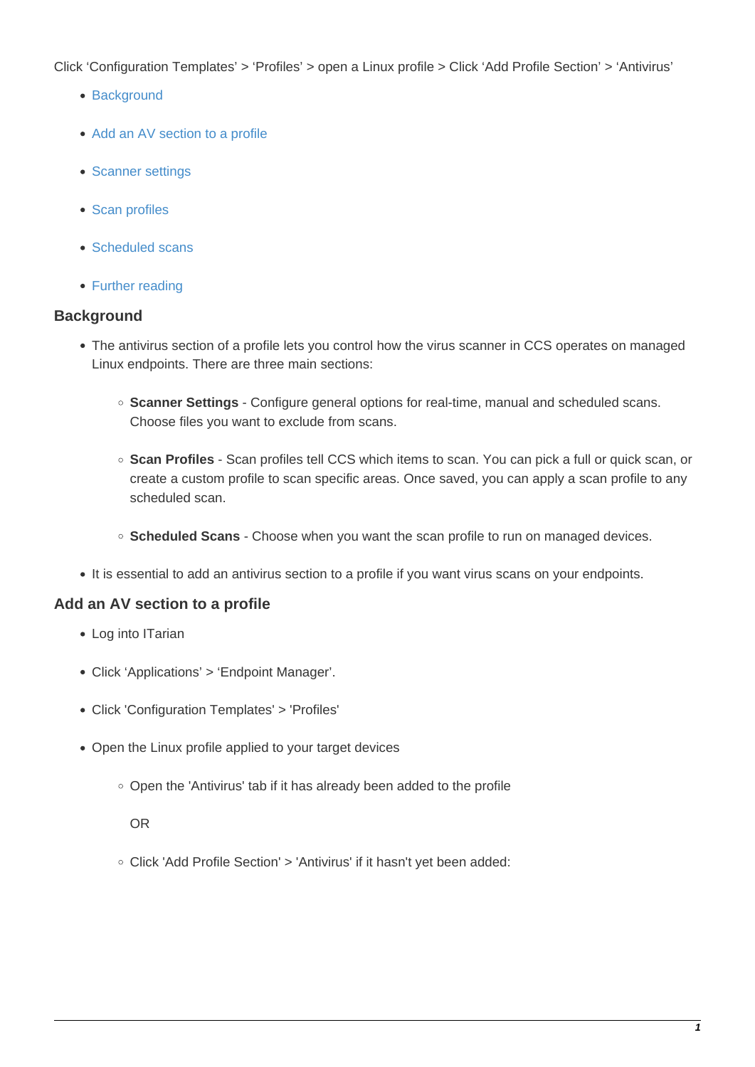Click ‘Configuration Templates’ > ‘Profiles’ > open a Linux profile > Click ‘Add Profile Section’ > ‘Antivirus’

- Background
- Add an AV section to a profile
- Scanner settings
- Scan profiles
- Scheduled scans
- Further reading

## Background

- The antivirus section of a profile lets you control how the virus scanner in CCS operates on managed Linux endpoints. There are three main sections:
    - **Scanner Settings** - Configure general options for real-time, manual and scheduled scans. Choose files you want to exclude from scans.
    - **Scan Profiles** - Scan profiles tell CCS which items to scan. You can pick a full or quick scan, or create a custom profile to scan specific areas. Once saved, you can apply a scan profile to any scheduled scan.
    - **Scheduled Scans** - Choose when you want the scan profile to run on managed devices.
- It is essential to add an antivirus section to a profile if you want virus scans on your endpoints.

## Add an AV section to a profile

- Log into ITarian
- Click ‘Applications’ > ‘Endpoint Manager’.
- Click 'Configuration Templates' > 'Profiles'
- Open the Linux profile applied to your target devices
    - Open the 'Antivirus' tab if it has already been added to the profile

      OR

    - Click 'Add Profile Section' > 'Antivirus' if it hasn't yet been added: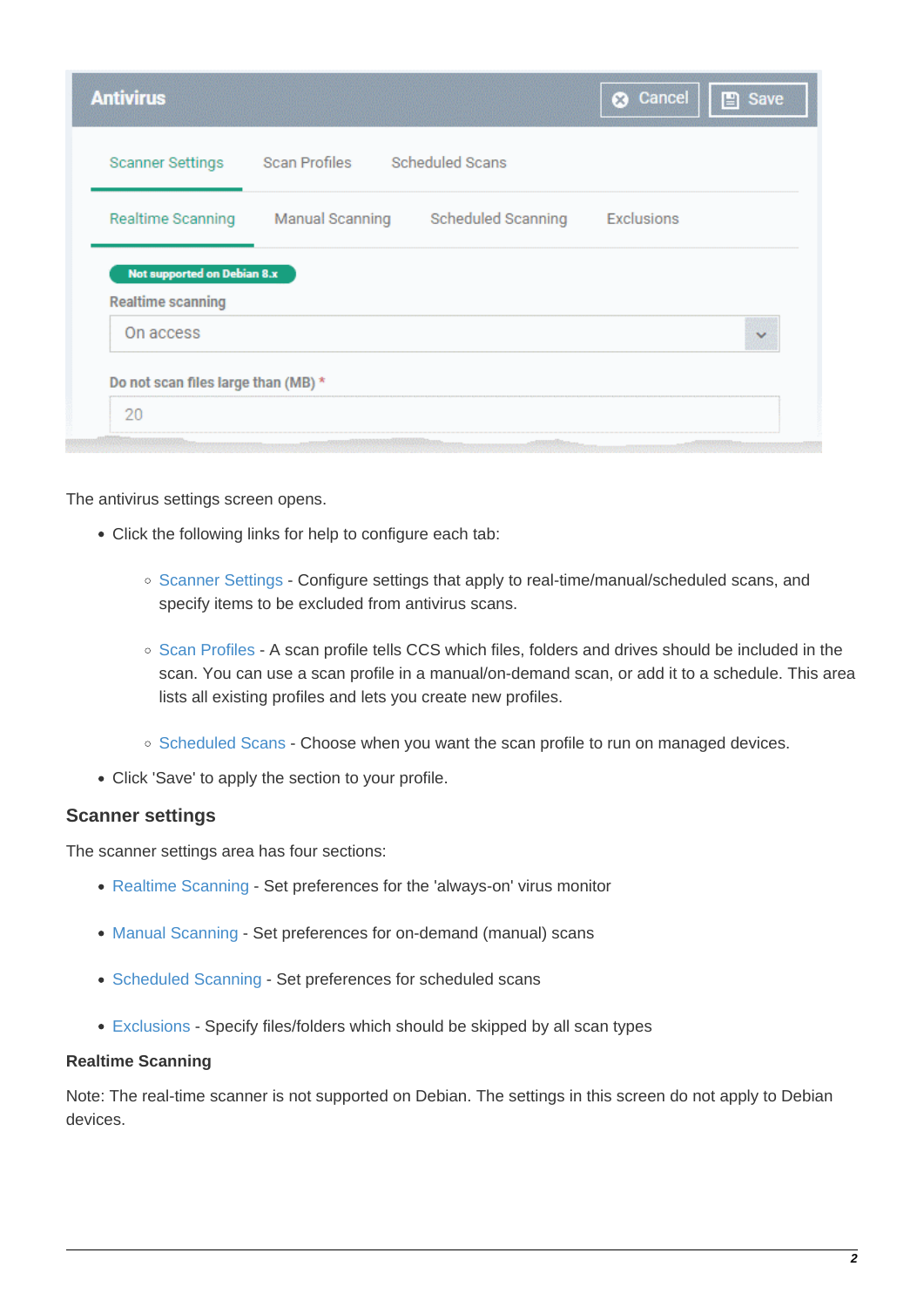The antivirus settings screen opens.

- Click the following links for help to configure each tab:
    - Scanner Settings - Configure settings that apply to real-time/manual/scheduled scans, and specify items to be excluded from antivirus scans.
    - Scan Profiles - A scan profile tells CCS which files, folders and drives should be included in the scan. You can use a scan profile in a manual/on-demand scan, or add it to a schedule. This area lists all existing profiles and lets you create new profiles.
    - Scheduled Scans - Choose when you want the scan profile to run on managed devices.
- Click 'Save' to apply the section to your profile.

## Scanner settings

The scanner settings area has four sections:

- Realtime Scanning - Set preferences for the 'always-on' virus monitor
- Manual Scanning - Set preferences for on-demand (manual) scans
- Scheduled Scanning - Set preferences for scheduled scans
- Exclusions - Specify files/folders which should be skipped by all scan types

### Realtime Scanning

Note: The real-time scanner is not supported on Debian. The settings in this screen do not apply to Debian devices.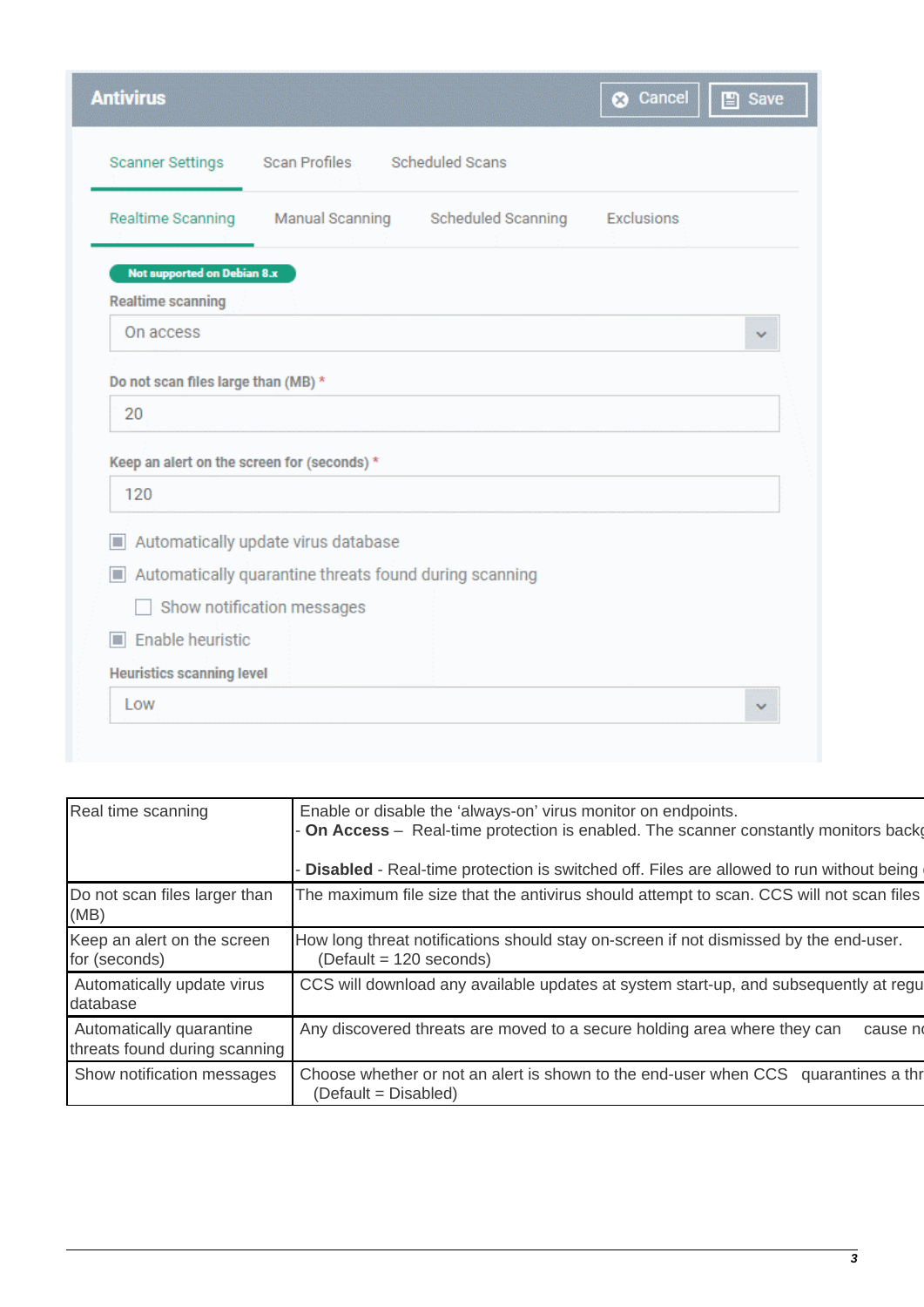| | |
|---|---|
| Real time scanning | Enable or disable the 'always-on' virus monitor on endpoints.<br>- **On Access** – Real-time protection is enabled. The scanner constantly monitors backg<br><br>- **Disabled** - Real-time protection is switched off. Files are allowed to run without being |
| Do not scan files larger than (MB) | The maximum file size that the antivirus should attempt to scan. CCS will not scan files |
| Keep an alert on the screen for (seconds) | How long threat notifications should stay on-screen if not dismissed by the end-user.<br>(Default = 120 seconds) |
| Automatically update virus database | CCS will download any available updates at system start-up, and subsequently at regu |
| Automatically quarantine threats found during scanning | Any discovered threats are moved to a secure holding area where they can cause no |
| Show notification messages | Choose whether or not an alert is shown to the end-user when CCS quarantines a thr<br>(Default = Disabled) |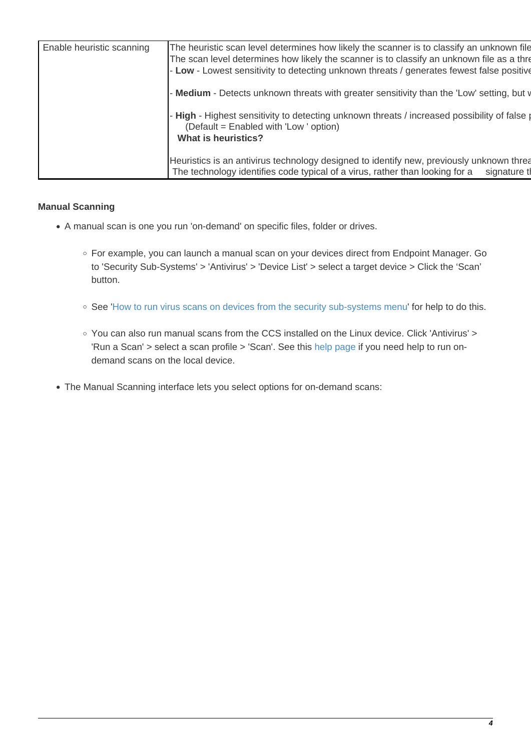| Enable heuristic scanning | The heuristic scan level determines how likely the scanner is to classify an unknown file<br>The scan level determines how likely the scanner is to classify an unknown file as a thre<br>- **Low** - Lowest sensitivity to detecting unknown threats / generates fewest false positive<br><br>- **Medium** - Detects unknown threats with greater sensitivity than the 'Low' setting, but w<br><br>- **High** - Highest sensitivity to detecting unknown threats / increased possibility of false p<br>(Default = Enabled with 'Low ' option)<br>**What is heuristics?**<br><br>Heuristics is an antivirus technology designed to identify new, previously unknown threa<br>The technology identifies code typical of a virus, rather than looking for a signature t |
|---|---|

**Manual Scanning**

- A manual scan is one you run 'on-demand' on specific files, folder or drives.
  - For example, you can launch a manual scan on your devices direct from Endpoint Manager. Go to 'Security Sub-Systems' > 'Antivirus' > 'Device List' > select a target device > Click the 'Scan' button.
  - See 'How to run virus scans on devices from the security sub-systems menu' for help to do this.
  - You can also run manual scans from the CCS installed on the Linux device. Click 'Antivirus' > 'Run a Scan' > select a scan profile > 'Scan'. See this help page if you need help to run on-demand scans on the local device.
- The Manual Scanning interface lets you select options for on-demand scans: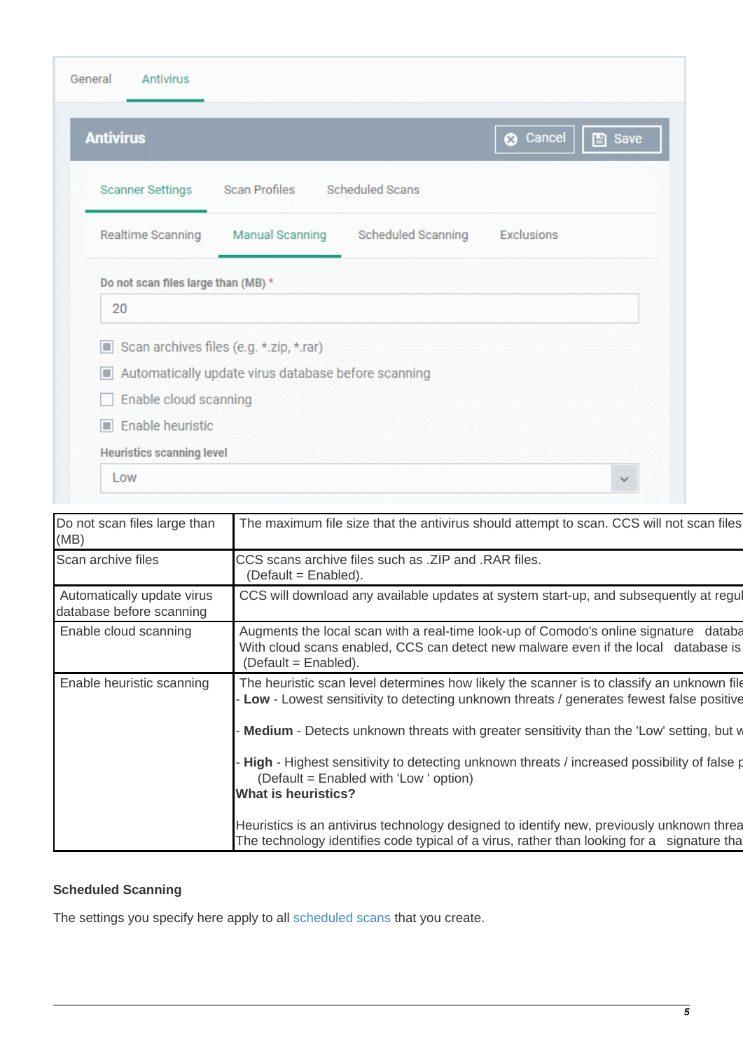| | |
|---|---|
| Do not scan files large than (MB) | The maximum file size that the antivirus should attempt to scan. CCS will not scan files |
| Scan archive files | CCS scans archive files such as .ZIP and .RAR files. (Default = Enabled). |
| Automatically update virus database before scanning | CCS will download any available updates at system start-up, and subsequently at regul |
| Enable cloud scanning | Augments the local scan with a real-time look-up of Comodo's online signature databa With cloud scans enabled, CCS can detect new malware even if the local database is (Default = Enabled). |
| Enable heuristic scanning | The heuristic scan level determines how likely the scanner is to classify an unknown file<br>- **Low** - Lowest sensitivity to detecting unknown threats / generates fewest false positive<br><br>- **Medium** - Detects unknown threats with greater sensitivity than the 'Low' setting, but w<br><br>- **High** - Highest sensitivity to detecting unknown threats / increased possibility of false p<br>(Default = Enabled with 'Low ' option)<br>**What is heuristics?**<br><br>Heuristics is an antivirus technology designed to identify new, previously unknown threa The technology identifies code typical of a virus, rather than looking for a signature tha |

**Scheduled Scanning**

The settings you specify here apply to all scheduled scans that you create.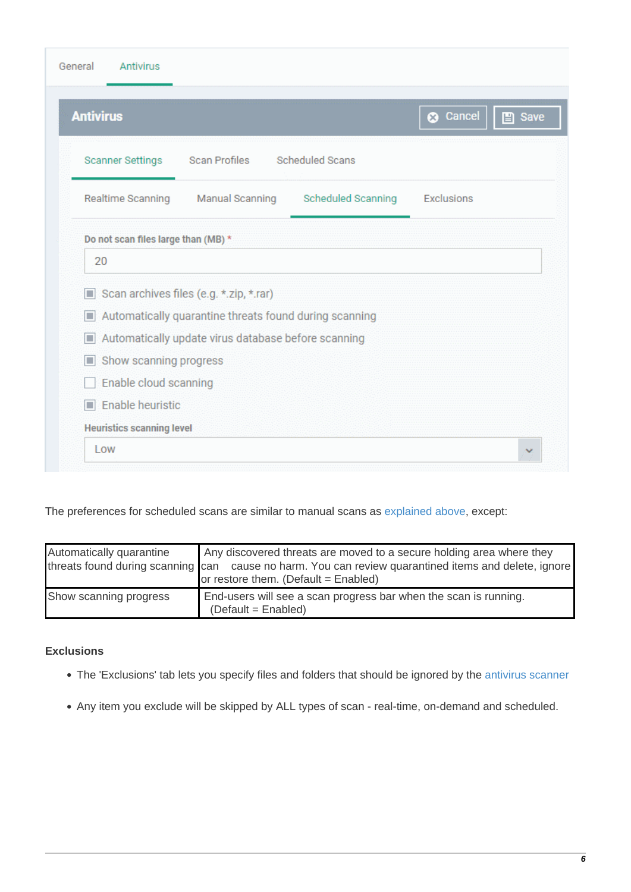The preferences for scheduled scans are similar to manual scans as explained above, except:

| Automatically quarantine threats found during scanning | Any discovered threats are moved to a secure holding area where they can cause no harm. You can review quarantined items and delete, ignore or restore them. (Default = Enabled) |
|---|---|
| Show scanning progress | End-users will see a scan progress bar when the scan is running. (Default = Enabled) |

**Exclusions**

- The 'Exclusions' tab lets you specify files and folders that should be ignored by the antivirus scanner
- Any item you exclude will be skipped by ALL types of scan - real-time, on-demand and scheduled.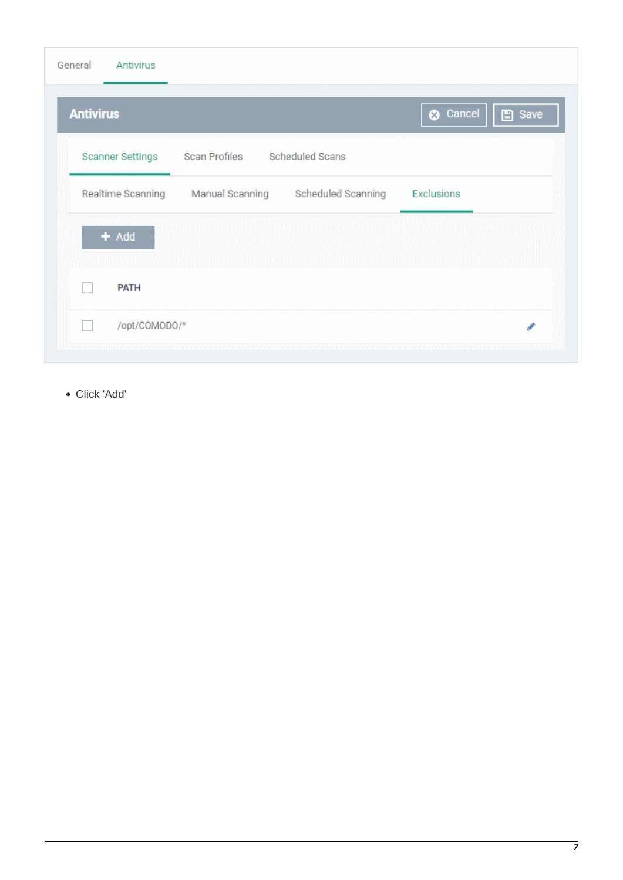- Click 'Add'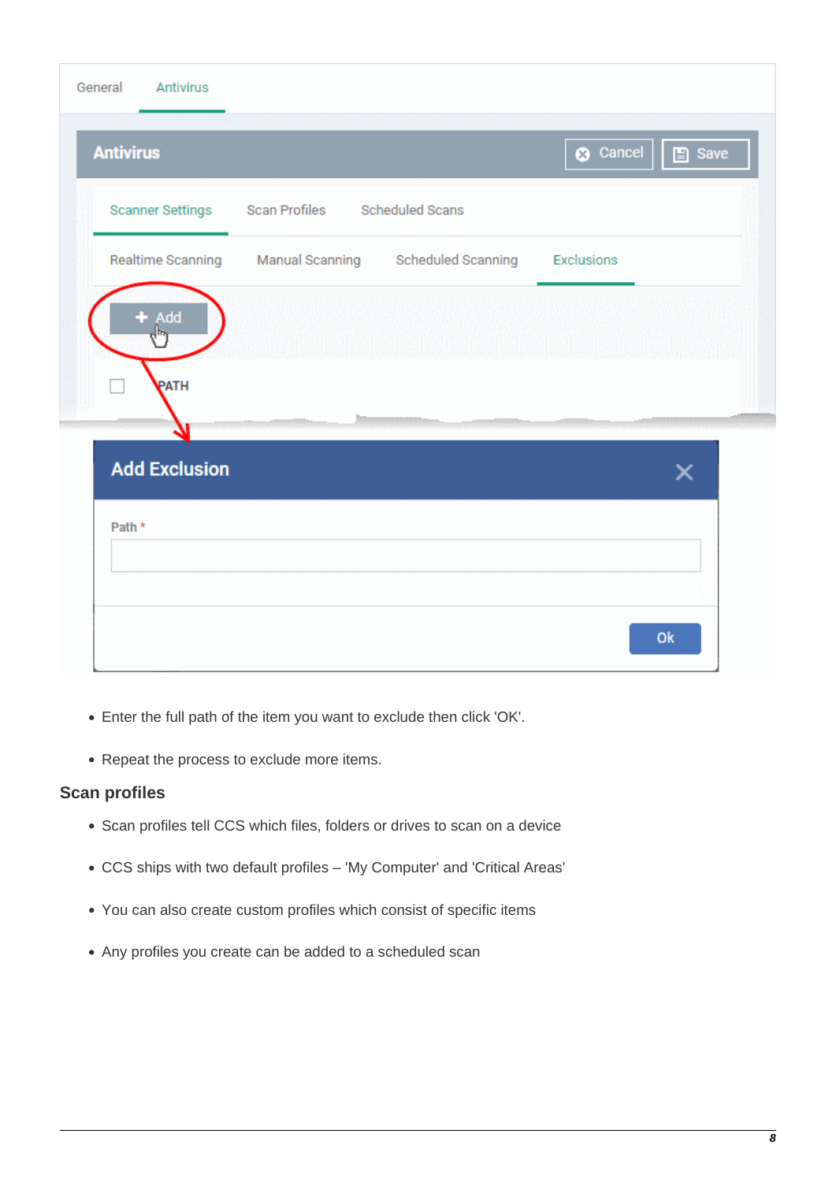- Enter the full path of the item you want to exclude then click 'OK'.
- Repeat the process to exclude more items.

## Scan profiles

- Scan profiles tell CCS which files, folders or drives to scan on a device
- CCS ships with two default profiles – 'My Computer' and 'Critical Areas'
- You can also create custom profiles which consist of specific items
- Any profiles you create can be added to a scheduled scan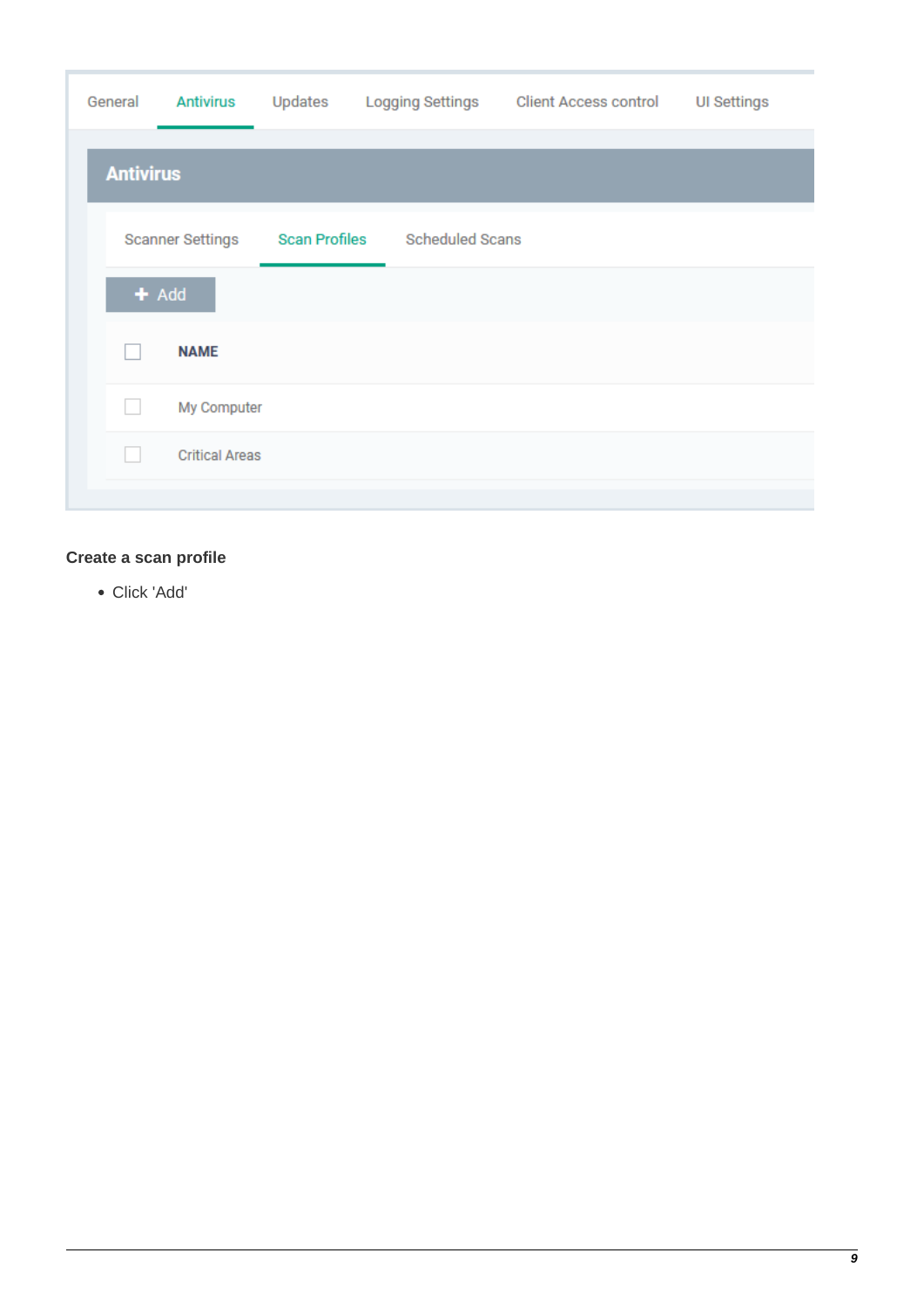**Create a scan profile**

- Click 'Add'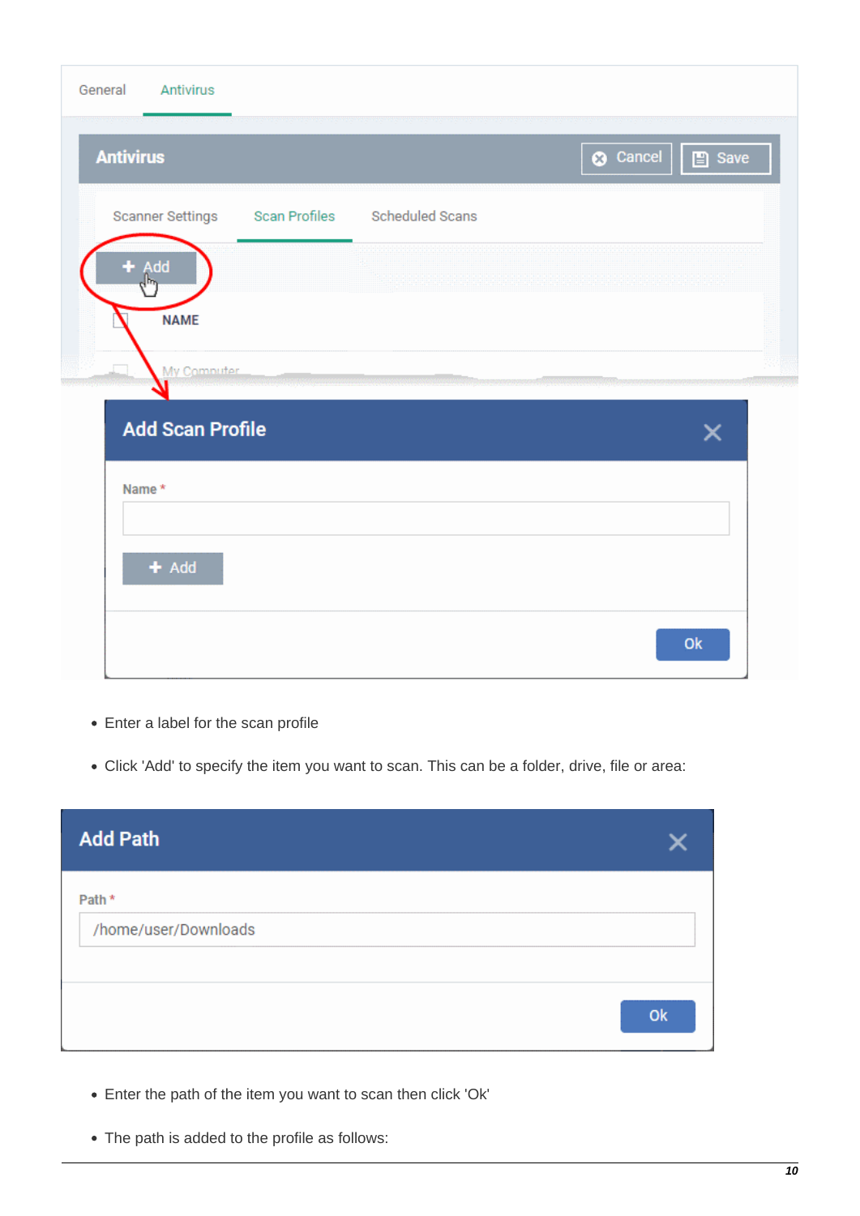- Enter a label for the scan profile
- Click 'Add' to specify the item you want to scan. This can be a folder, drive, file or area:

- Enter the path of the item you want to scan then click 'Ok'
- The path is added to the profile as follows: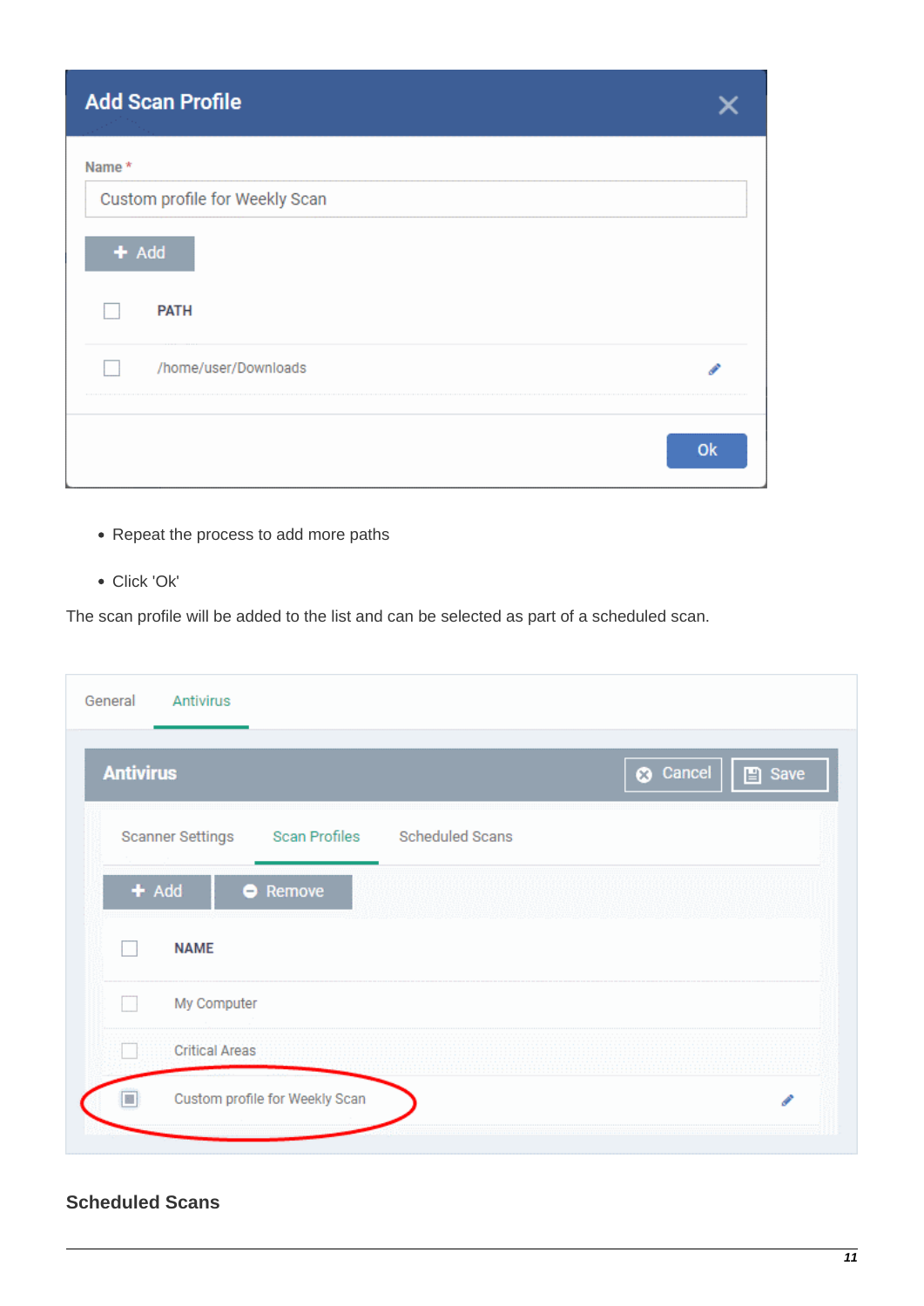- Repeat the process to add more paths
- Click 'Ok'

The scan profile will be added to the list and can be selected as part of a scheduled scan.

### Scheduled Scans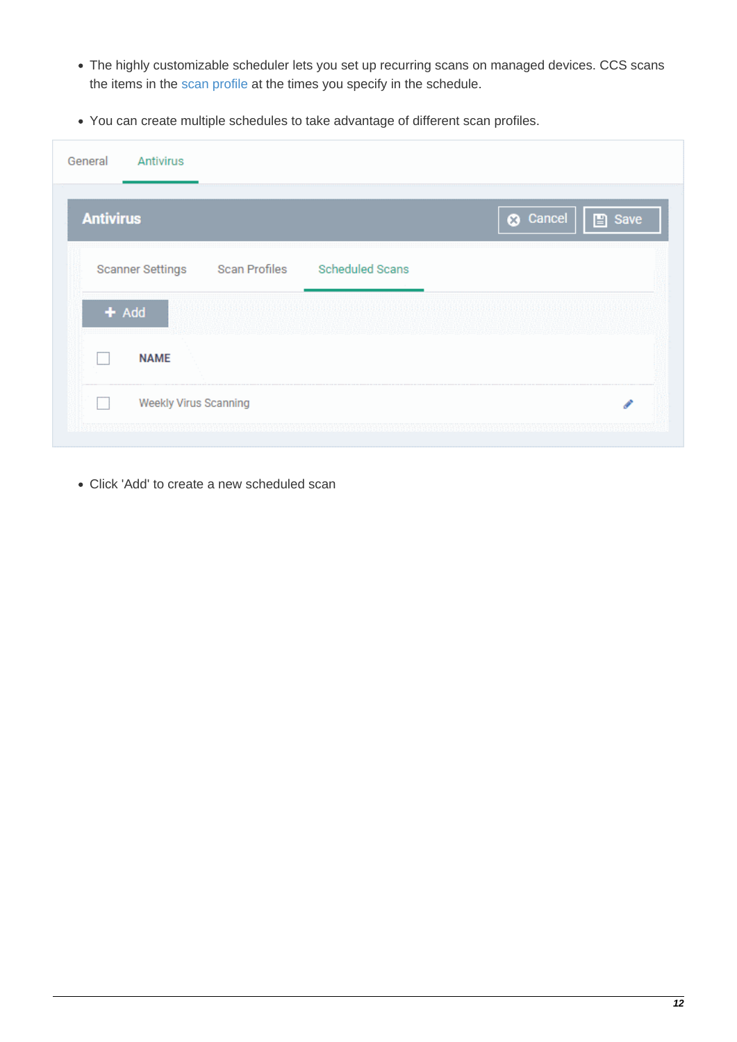- The highly customizable scheduler lets you set up recurring scans on managed devices. CCS scans the items in the scan profile at the times you specify in the schedule.
- You can create multiple schedules to take advantage of different scan profiles.

- Click 'Add' to create a new scheduled scan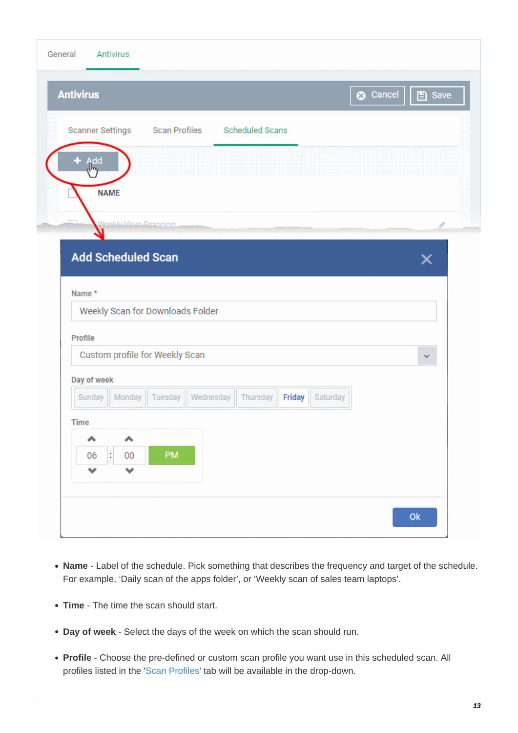- **Name** - Label of the schedule. Pick something that describes the frequency and target of the schedule. For example, 'Daily scan of the apps folder', or 'Weekly scan of sales team laptops'.

- **Time** - The time the scan should start.

- **Day of week** - Select the days of the week on which the scan should run.

- **Profile** - Choose the pre-defined or custom scan profile you want use in this scheduled scan. All profiles listed in the 'Scan Profiles' tab will be available in the drop-down.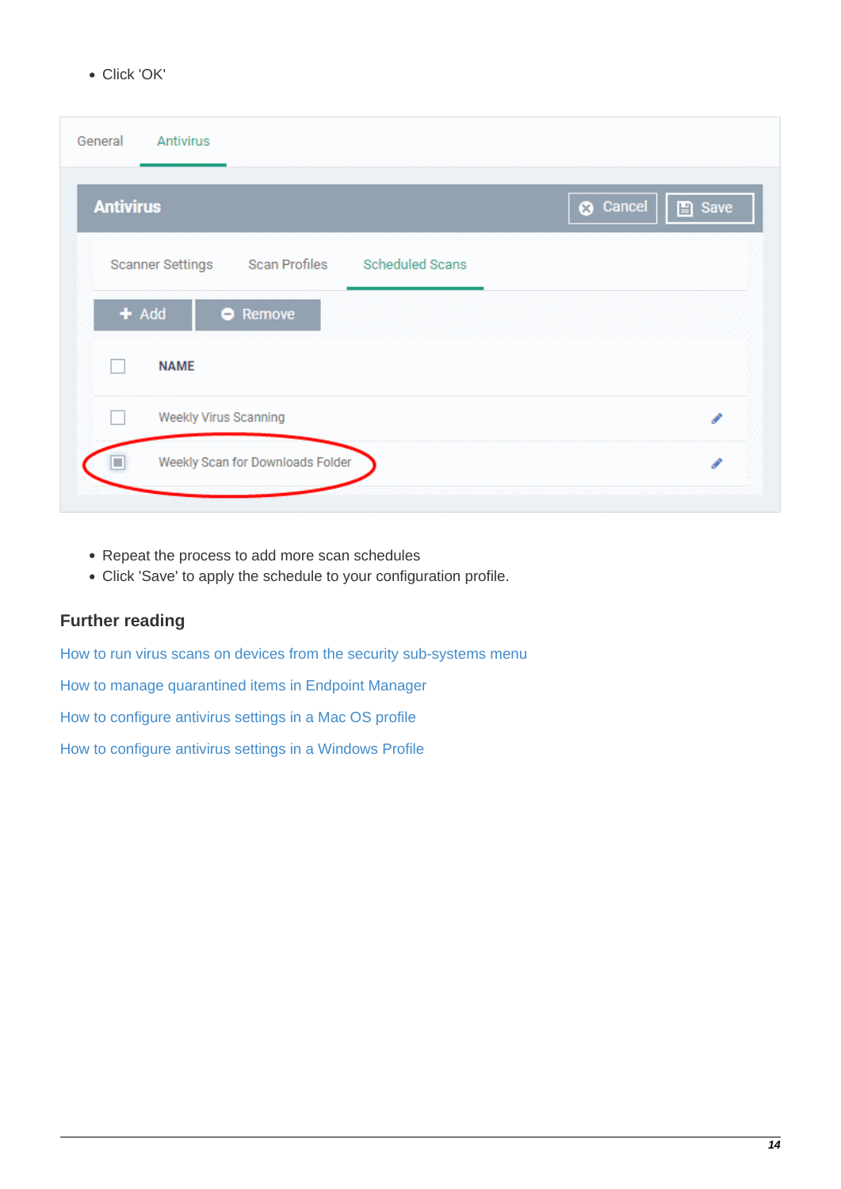- Click 'OK'

- Repeat the process to add more scan schedules
- Click 'Save' to apply the schedule to your configuration profile.

## Further reading

How to run virus scans on devices from the security sub-systems menu

How to manage quarantined items in Endpoint Manager

How to configure antivirus settings in a Mac OS profile

How to configure antivirus settings in a Windows Profile